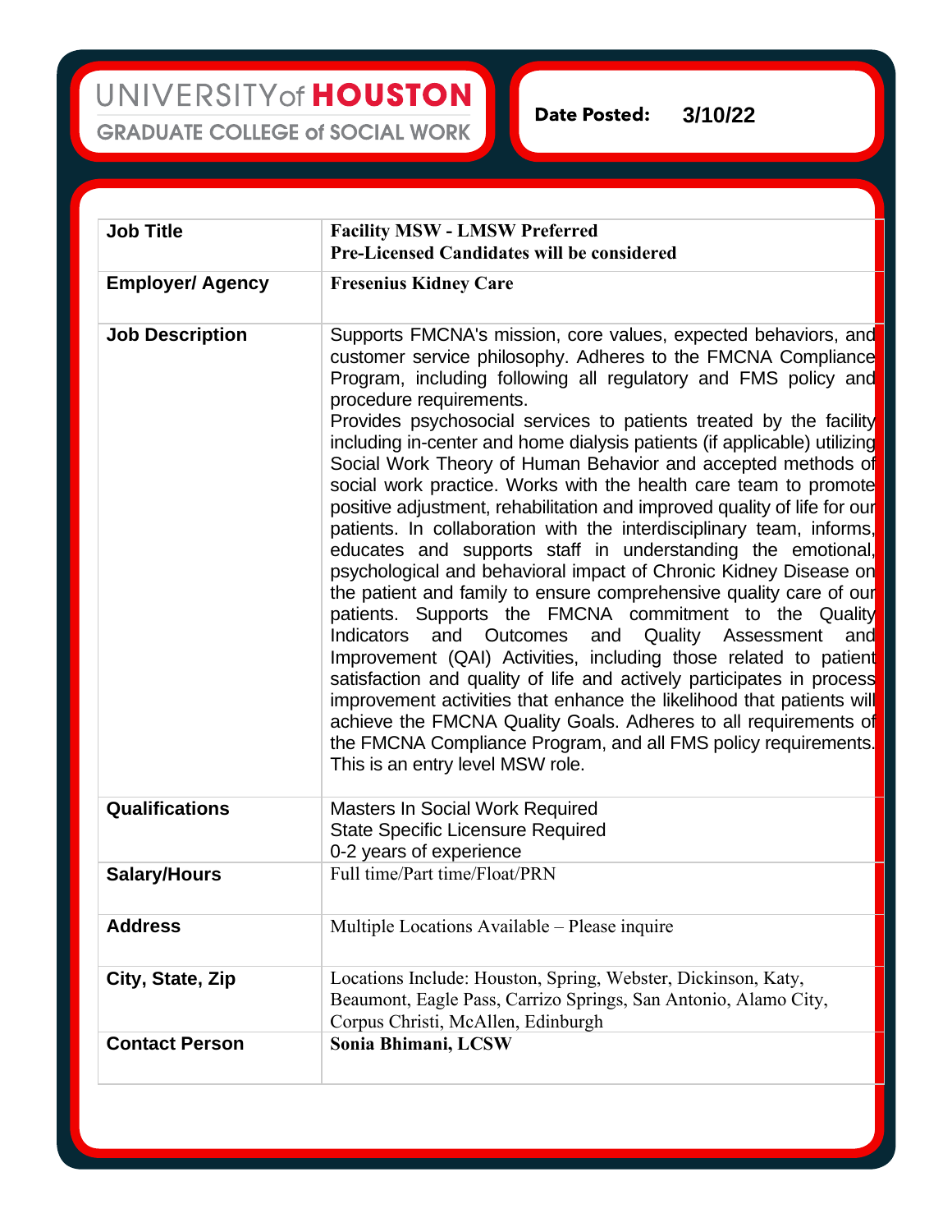UNIVERSITY of **HOUSTON**

GRADUATE COLLEGE of SOCIAL WORK

**Date Posted:** **3/10/22**

| | |
|---|---|
| **Job Title** | **Facility MSW - LMSW Preferred**<br>**Pre-Licensed Candidates will be considered** |
| **Employer/ Agency** | **Fresenius Kidney Care** |
| **Job Description** | Supports FMCNA's mission, core values, expected behaviors, and customer service philosophy. Adheres to the FMCNA Compliance Program, including following all regulatory and FMS policy and procedure requirements.<br>Provides psychosocial services to patients treated by the facility including in-center and home dialysis patients (if applicable) utilizing Social Work Theory of Human Behavior and accepted methods of social work practice. Works with the health care team to promote positive adjustment, rehabilitation and improved quality of life for our patients. In collaboration with the interdisciplinary team, informs, educates and supports staff in understanding the emotional, psychological and behavioral impact of Chronic Kidney Disease on the patient and family to ensure comprehensive quality care of our patients. Supports the FMCNA commitment to the Quality Indicators and Outcomes and Quality Assessment and Improvement (QAI) Activities, including those related to patient satisfaction and quality of life and actively participates in process improvement activities that enhance the likelihood that patients will achieve the FMCNA Quality Goals. Adheres to all requirements of the FMCNA Compliance Program, and all FMS policy requirements. This is an entry level MSW role. |
| **Qualifications** | Masters In Social Work Required<br>State Specific Licensure Required<br>0-2 years of experience |
| **Salary/Hours** | Full time/Part time/Float/PRN |
| **Address** | Multiple Locations Available – Please inquire |
| **City, State, Zip** | Locations Include: Houston, Spring, Webster, Dickinson, Katy, Beaumont, Eagle Pass, Carrizo Springs, San Antonio, Alamo City, Corpus Christi, McAllen, Edinburgh |
| **Contact Person** | **Sonia Bhimani, LCSW** |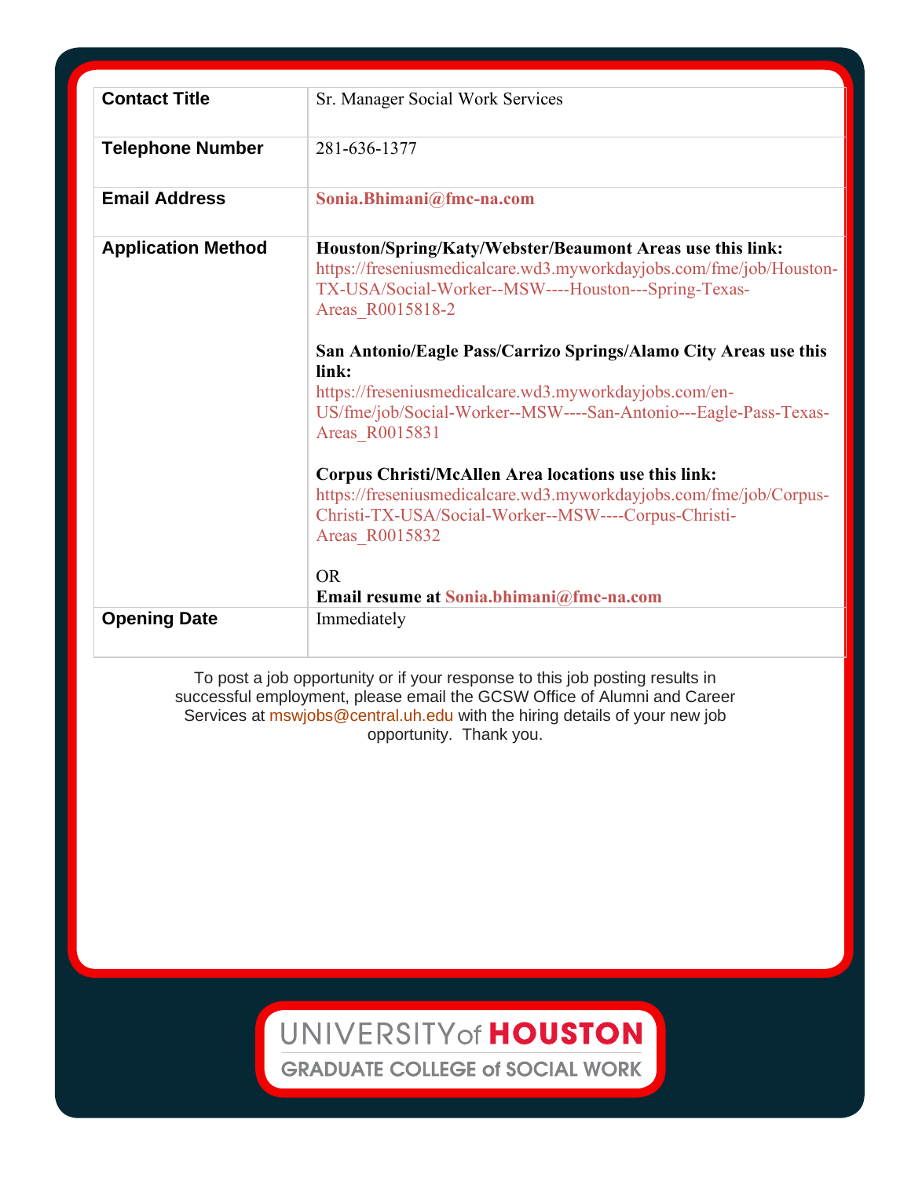| | |
|---|---|
| **Contact Title** | Sr. Manager Social Work Services |
| **Telephone Number** | 281-636-1377 |
| **Email Address** | **Sonia.Bhimani@fmc-na.com** |
| **Application Method** | **Houston/Spring/Katy/Webster/Beaumont Areas use this link:** https://freseniusmedicalcare.wd3.myworkdayjobs.com/fme/job/Houston-TX-USA/Social-Worker--MSW----Houston---Spring-Texas-Areas_R0015818-2<br><br>**San Antonio/Eagle Pass/Carrizo Springs/Alamo City Areas use this link:** https://freseniusmedicalcare.wd3.myworkdayjobs.com/en-US/fme/job/Social-Worker--MSW----San-Antonio---Eagle-Pass-Texas-Areas_R0015831<br><br>**Corpus Christi/McAllen Area locations use this link:** https://freseniusmedicalcare.wd3.myworkdayjobs.com/fme/job/Corpus-Christi-TX-USA/Social-Worker--MSW----Corpus-Christi-Areas_R0015832<br><br>OR<br>**Email resume at Sonia.bhimani@fmc-na.com** |
| **Opening Date** | Immediately |

To post a job opportunity or if your response to this job posting results in successful employment, please email the GCSW Office of Alumni and Career Services at mswjobs@central.uh.edu with the hiring details of your new job opportunity. Thank you.

UNIVERSITY of HOUSTON
GRADUATE COLLEGE of SOCIAL WORK